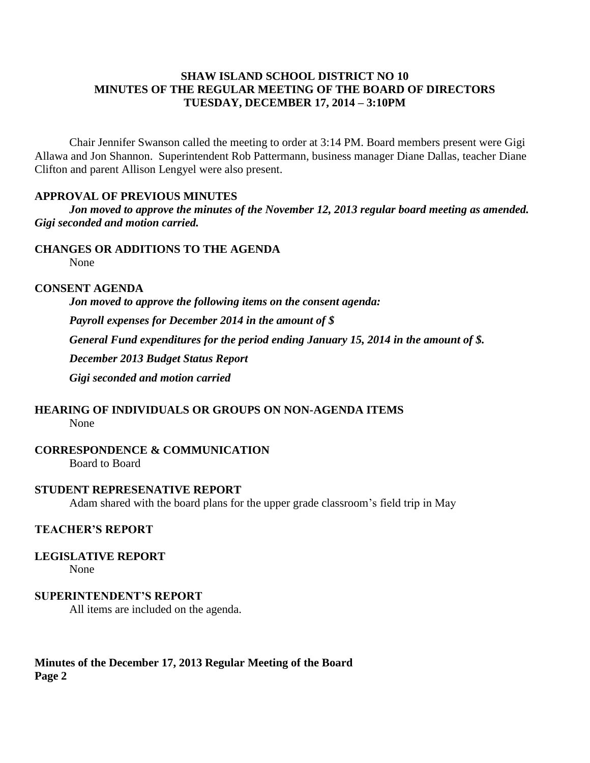**SHAW ISLAND SCHOOL DISTRICT NO 10**
**MINUTES OF THE REGULAR MEETING OF THE BOARD OF DIRECTORS**
**TUESDAY, DECEMBER 17, 2014 – 3:10PM**

Chair Jennifer Swanson called the meeting to order at 3:14 PM. Board members present were Gigi Allawa and Jon Shannon. Superintendent Rob Pattermann, business manager Diane Dallas, teacher Diane Clifton and parent Allison Lengyel were also present.

**APPROVAL OF PREVIOUS MINUTES**

***Jon moved to approve the minutes of the November 12, 2013 regular board meeting as amended. Gigi seconded and motion carried.***

**CHANGES OR ADDITIONS TO THE AGENDA**

None

**CONSENT AGENDA**

***Jon moved to approve the following items on the consent agenda:***

***Payroll expenses for December 2014 in the amount of $***

***General Fund expenditures for the period ending January 15, 2014 in the amount of $.***

***December 2013 Budget Status Report***

***Gigi seconded and motion carried***

**HEARING OF INDIVIDUALS OR GROUPS ON NON-AGENDA ITEMS**

None

**CORRESPONDENCE & COMMUNICATION**

Board to Board

**STUDENT REPRESENATIVE REPORT**

Adam shared with the board plans for the upper grade classroom's field trip in May

**TEACHER'S REPORT**

**LEGISLATIVE REPORT**

None

**SUPERINTENDENT'S REPORT**

All items are included on the agenda.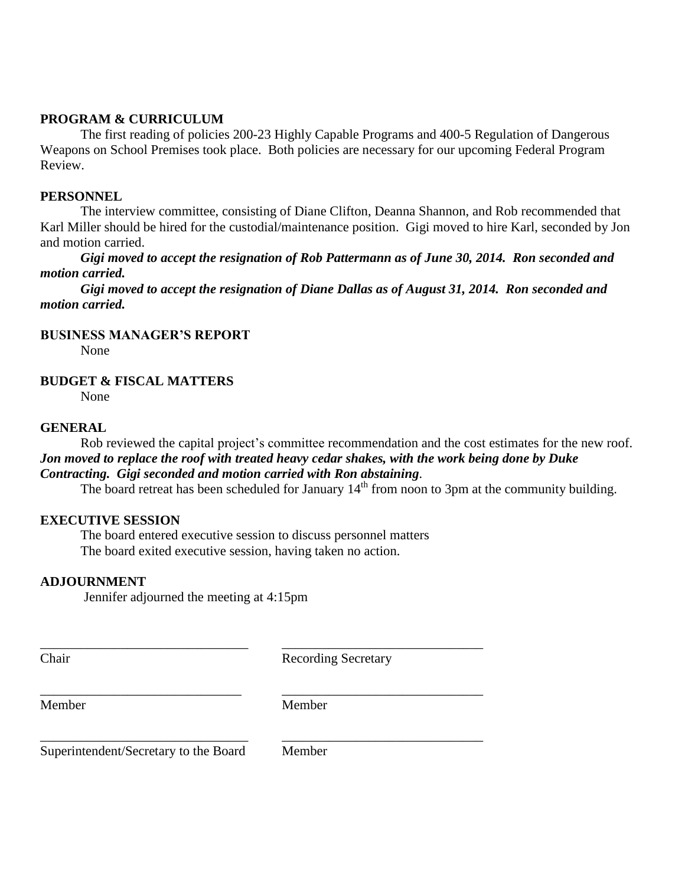**PROGRAM & CURRICULUM**

The first reading of policies 200-23 Highly Capable Programs and 400-5 Regulation of Dangerous Weapons on School Premises took place. Both policies are necessary for our upcoming Federal Program Review.

**PERSONNEL**

The interview committee, consisting of Diane Clifton, Deanna Shannon, and Rob recommended that Karl Miller should be hired for the custodial/maintenance position. Gigi moved to hire Karl, seconded by Jon and motion carried.

***Gigi moved to accept the resignation of Rob Pattermann as of June 30, 2014. Ron seconded and motion carried.***

***Gigi moved to accept the resignation of Diane Dallas as of August 31, 2014. Ron seconded and motion carried.***

**BUSINESS MANAGER'S REPORT**

None

**BUDGET & FISCAL MATTERS**

None

**GENERAL**

Rob reviewed the capital project's committee recommendation and the cost estimates for the new roof. ***Jon moved to replace the roof with treated heavy cedar shakes, with the work being done by Duke Contracting. Gigi seconded and motion carried with Ron abstaining***.

The board retreat has been scheduled for January 14th from noon to 3pm at the community building.

**EXECUTIVE SESSION**

The board entered executive session to discuss personnel matters

The board exited executive session, having taken no action.

**ADJOURNMENT**

Jennifer adjourned the meeting at 4:15pm

\_\_\_\_\_\_\_\_\_\_\_\_\_\_\_\_\_\_\_\_\_\_\_\_\_\_\_\_\_\_\_\_ \_\_\_\_\_\_\_\_\_\_\_\_\_\_\_\_\_\_\_\_\_\_\_\_\_\_\_\_\_\_\_\_
Chair Recording Secretary

\_\_\_\_\_\_\_\_\_\_\_\_\_\_\_\_\_\_\_\_\_\_\_\_\_\_\_\_\_\_\_\_ \_\_\_\_\_\_\_\_\_\_\_\_\_\_\_\_\_\_\_\_\_\_\_\_\_\_\_\_\_\_\_\_
Member Member

\_\_\_\_\_\_\_\_\_\_\_\_\_\_\_\_\_\_\_\_\_\_\_\_\_\_\_\_\_\_\_\_ \_\_\_\_\_\_\_\_\_\_\_\_\_\_\_\_\_\_\_\_\_\_\_\_\_\_\_\_\_\_\_\_
Superintendent/Secretary to the Board Member